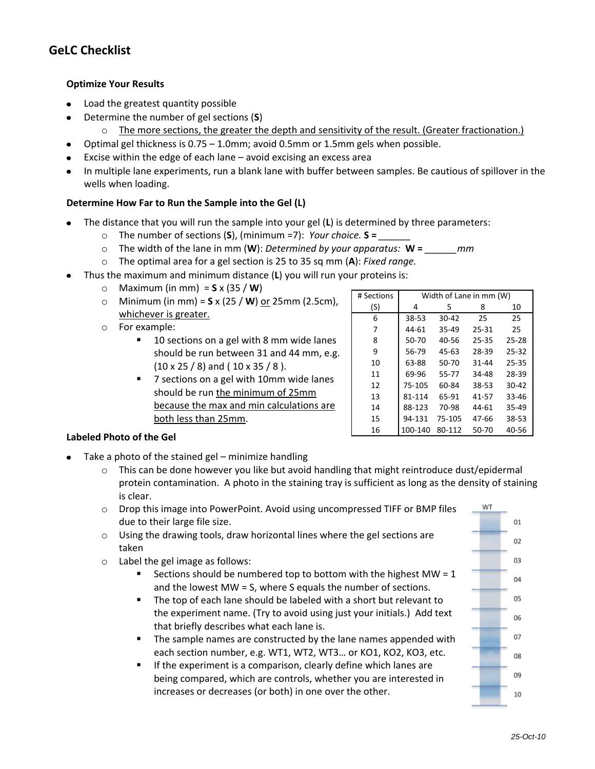## GeLC Checklist

**Optimize Your Results**

- Load the greatest quantity possible
- Determine the number of gel sections (**S**)
  - The more sections, the greater the depth and sensitivity of the result. (Greater fractionation.)
- Optimal gel thickness is 0.75 – 1.0mm; avoid 0.5mm or 1.5mm gels when possible.
- Excise within the edge of each lane – avoid excising an excess area
- In multiple lane experiments, run a blank lane with buffer between samples. Be cautious of spillover in the wells when loading.

**Determine How Far to Run the Sample into the Gel (L)**

- The distance that you will run the sample into your gel (**L**) is determined by three parameters:
  - The number of sections (**S**), (minimum =7): *Your choice.* **S =** ______
  - The width of the lane in mm (**W**): *Determined by your apparatus:* **W =** ______*mm*
  - The optimal area for a gel section is 25 to 35 sq mm (**A**): *Fixed range.*
- Thus the maximum and minimum distance (**L**) you will run your proteins is:
  - Maximum (in mm) = **S** x (35 / **W**)
  - Minimum (in mm) = **S** x (25 / **W**) or 25mm (2.5cm), whichever is greater.
  - For example:
    - 10 sections on a gel with 8 mm wide lanes should be run between 31 and 44 mm, e.g. (10 x 25 / 8) and ( 10 x 35 / 8 ).
    - 7 sections on a gel with 10mm wide lanes should be run the minimum of 25mm because the max and min calculations are both less than 25mm.

| # Sections | Width of Lane in mm (W) | | | |
|---|---|---|---|---|
| (S) | 4 | 5 | 8 | 10 |
| 6 | 38-53 | 30-42 | 25 | 25 |
| 7 | 44-61 | 35-49 | 25-31 | 25 |
| 8 | 50-70 | 40-56 | 25-35 | 25-28 |
| 9 | 56-79 | 45-63 | 28-39 | 25-32 |
| 10 | 63-88 | 50-70 | 31-44 | 25-35 |
| 11 | 69-96 | 55-77 | 34-48 | 28-39 |
| 12 | 75-105 | 60-84 | 38-53 | 30-42 |
| 13 | 81-114 | 65-91 | 41-57 | 33-46 |
| 14 | 88-123 | 70-98 | 44-61 | 35-49 |
| 15 | 94-131 | 75-105 | 47-66 | 38-53 |
| 16 | 100-140 | 80-112 | 50-70 | 40-56 |

**Labeled Photo of the Gel**

- Take a photo of the stained gel – minimize handling
  - This can be done however you like but avoid handling that might reintroduce dust/epidermal protein contamination. A photo in the staining tray is sufficient as long as the density of staining is clear.
  - Drop this image into PowerPoint. Avoid using uncompressed TIFF or BMP files due to their large file size.
  - Using the drawing tools, draw horizontal lines where the gel sections are taken
  - Label the gel image as follows:
    - Sections should be numbered top to bottom with the highest MW = 1 and the lowest MW = S, where S equals the number of sections.
    - The top of each lane should be labeled with a short but relevant to the experiment name. (Try to avoid using just your initials.) Add text that briefly describes what each lane is.
    - The sample names are constructed by the lane names appended with each section number, e.g. WT1, WT2, WT3… or KO1, KO2, KO3, etc.
    - If the experiment is a comparison, clearly define which lanes are being compared, which are controls, whether you are interested in increases or decreases (or both) in one over the other.

WT

01
02
03
04
05
06
07
08
09
10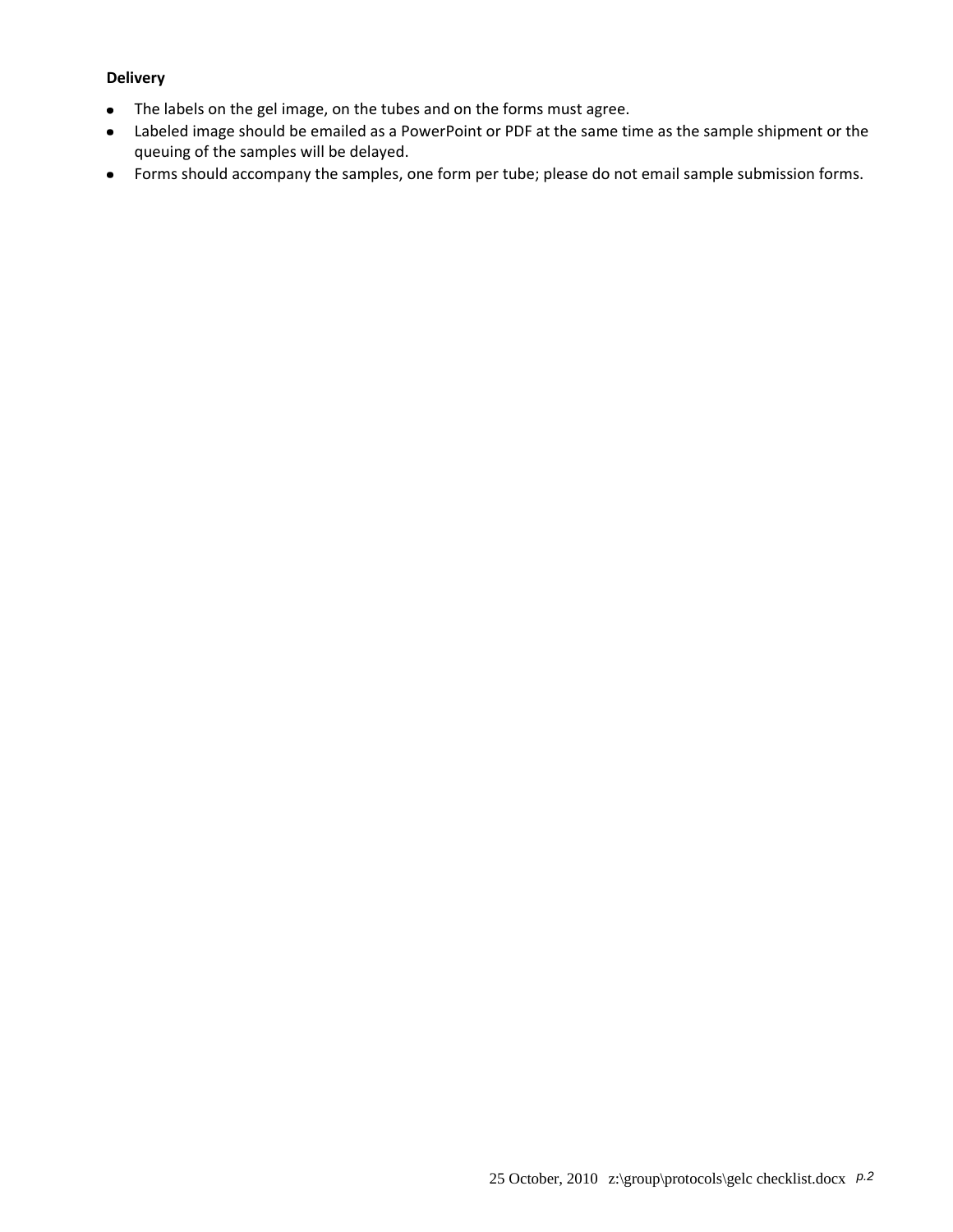**Delivery**

- The labels on the gel image, on the tubes and on the forms must agree.
- Labeled image should be emailed as a PowerPoint or PDF at the same time as the sample shipment or the queuing of the samples will be delayed.
- Forms should accompany the samples, one form per tube; please do not email sample submission forms.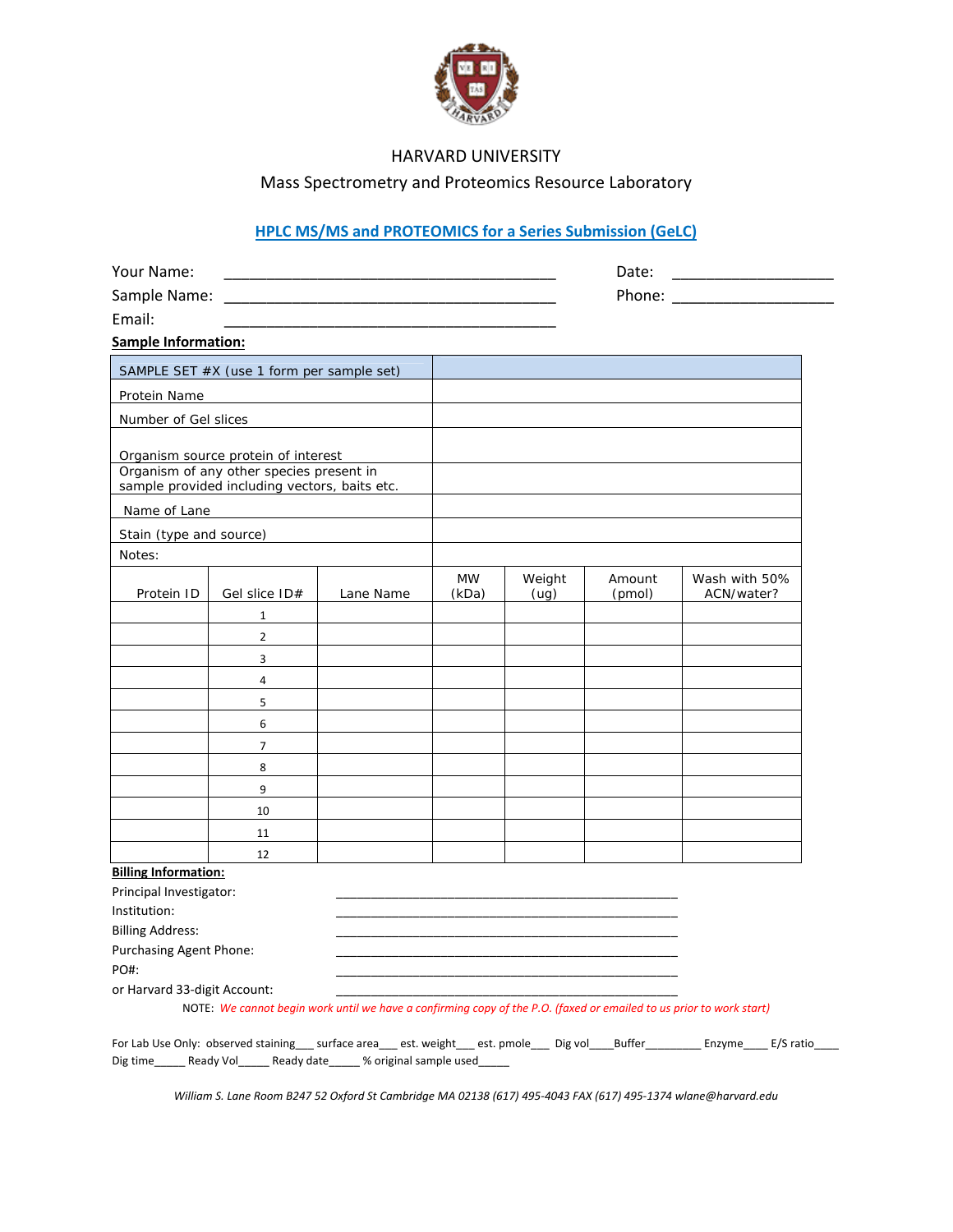HARVARD UNIVERSITY

Mass Spectrometry and Proteomics Resource Laboratory

## HPLC MS/MS and PROTEOMICS for a Series Submission (GeLC)

Your Name: ________________________________________ Date: ___________________

Sample Name: ________________________________________ Phone: ___________________

Email: ________________________________________

**Sample Information:**

| | |
|---|---|
| SAMPLE SET #X (use 1 form per sample set) | |
| Protein Name | |
| Number of Gel slices | |
| Organism source protein of interest | |
| Organism of any other species present in sample provided including vectors, baits etc. | |
| Name of Lane | |
| Stain (type and source) | |
| Notes: | |

| Protein ID | Gel slice ID# | Lane Name | MW (kDa) | Weight (ug) | Amount (pmol) | Wash with 50% ACN/water? |
|---|---|---|---|---|---|---|
| | 1 | | | | | |
| | 2 | | | | | |
| | 3 | | | | | |
| | 4 | | | | | |
| | 5 | | | | | |
| | 6 | | | | | |
| | 7 | | | | | |
| | 8 | | | | | |
| | 9 | | | | | |
| | 10 | | | | | |
| | 11 | | | | | |
| | 12 | | | | | |

**Billing Information:**

Principal Investigator: ________________________________________________

Institution: ________________________________________________

Billing Address: ________________________________________________

Purchasing Agent Phone: ________________________________________________

PO#: ________________________________________________

or Harvard 33-digit Account: ________________________________________________

NOTE: *We cannot begin work until we have a confirming copy of the P.O. (faxed or emailed to us prior to work start)*

For Lab Use Only: observed staining___ surface area___ est. weight___ est. pmole___ Dig vol____Buffer_________ Enzyme____ E/S ratio____ Dig time_____ Ready Vol_____ Ready date_____ % original sample used_____

*William S. Lane Room B247 52 Oxford St Cambridge MA 02138 (617) 495-4043 FAX (617) 495-1374 wlane@harvard.edu*